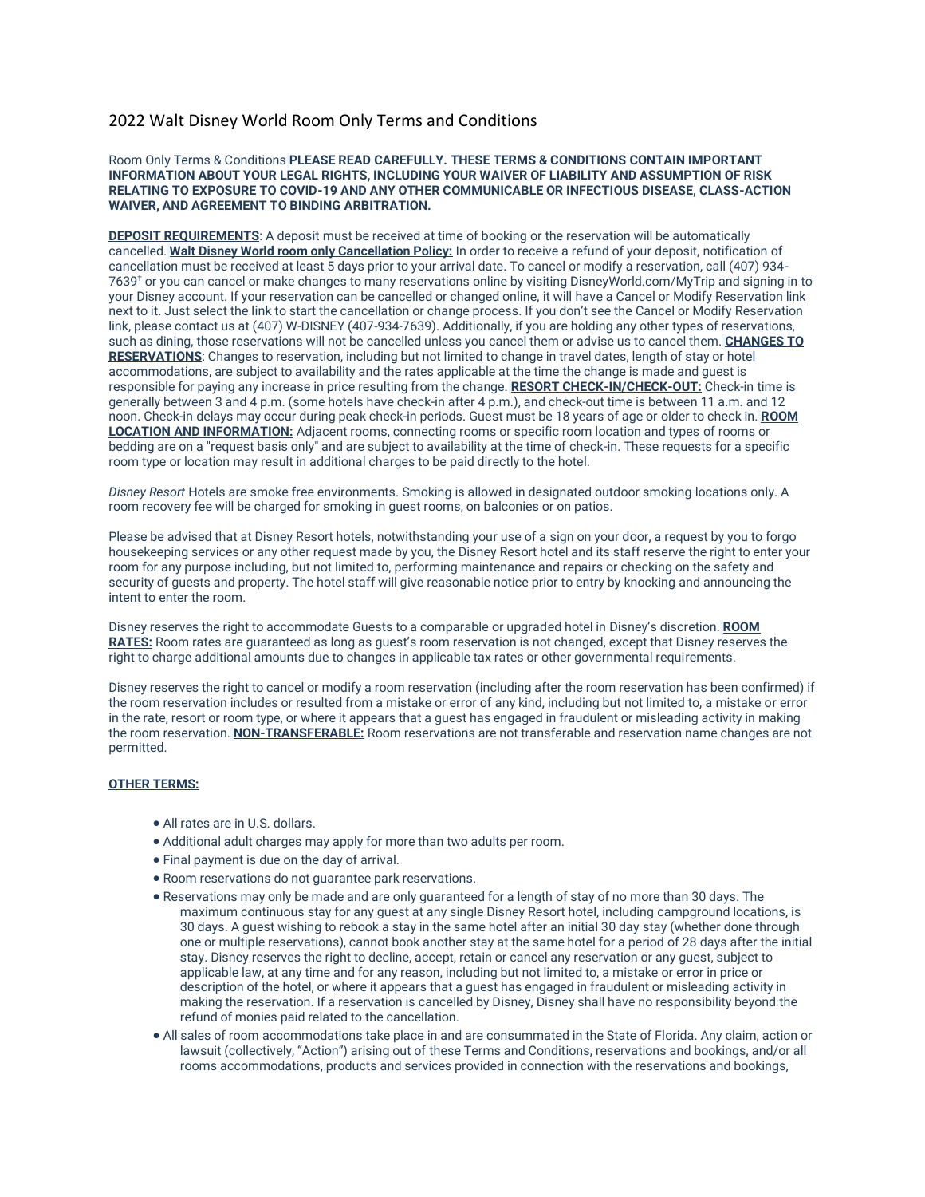# 2022 Walt Disney World Room Only Terms and Conditions

Room Only Terms & Conditions **PLEASE READ CAREFULLY. THESE TERMS & CONDITIONS CONTAIN IMPORTANT INFORMATION ABOUT YOUR LEGAL RIGHTS, INCLUDING YOUR WAIVER OF LIABILITY AND ASSUMPTION OF RISK RELATING TO EXPOSURE TO COVID-19 AND ANY OTHER COMMUNICABLE OR INFECTIOUS DISEASE, CLASS-ACTION WAIVER, AND AGREEMENT TO BINDING ARBITRATION.**

**DEPOSIT REQUIREMENTS**: A deposit must be received at time of booking or the reservation will be automatically cancelled. **Walt Disney World room only Cancellation Policy:** In order to receive a refund of your deposit, notification of cancellation must be received at least 5 days prior to your arrival date. To cancel or modify a reservation, call (407) 934-7639† or you can cancel or make changes to many reservations online by visiting DisneyWorld.com/MyTrip and signing in to your Disney account. If your reservation can be cancelled or changed online, it will have a Cancel or Modify Reservation link next to it. Just select the link to start the cancellation or change process. If you don't see the Cancel or Modify Reservation link, please contact us at (407) W-DISNEY (407-934-7639). Additionally, if you are holding any other types of reservations, such as dining, those reservations will not be cancelled unless you cancel them or advise us to cancel them. **CHANGES TO RESERVATIONS**: Changes to reservation, including but not limited to change in travel dates, length of stay or hotel accommodations, are subject to availability and the rates applicable at the time the change is made and guest is responsible for paying any increase in price resulting from the change. **RESORT CHECK-IN/CHECK-OUT:** Check-in time is generally between 3 and 4 p.m. (some hotels have check-in after 4 p.m.), and check-out time is between 11 a.m. and 12 noon. Check-in delays may occur during peak check-in periods. Guest must be 18 years of age or older to check in. **ROOM LOCATION AND INFORMATION:** Adjacent rooms, connecting rooms or specific room location and types of rooms or bedding are on a "request basis only" and are subject to availability at the time of check-in. These requests for a specific room type or location may result in additional charges to be paid directly to the hotel.

*Disney Resort* Hotels are smoke free environments. Smoking is allowed in designated outdoor smoking locations only. A room recovery fee will be charged for smoking in guest rooms, on balconies or on patios.

Please be advised that at Disney Resort hotels, notwithstanding your use of a sign on your door, a request by you to forgo housekeeping services or any other request made by you, the Disney Resort hotel and its staff reserve the right to enter your room for any purpose including, but not limited to, performing maintenance and repairs or checking on the safety and security of guests and property. The hotel staff will give reasonable notice prior to entry by knocking and announcing the intent to enter the room.

Disney reserves the right to accommodate Guests to a comparable or upgraded hotel in Disney's discretion. **ROOM RATES:** Room rates are guaranteed as long as guest's room reservation is not changed, except that Disney reserves the right to charge additional amounts due to changes in applicable tax rates or other governmental requirements.

Disney reserves the right to cancel or modify a room reservation (including after the room reservation has been confirmed) if the room reservation includes or resulted from a mistake or error of any kind, including but not limited to, a mistake or error in the rate, resort or room type, or where it appears that a guest has engaged in fraudulent or misleading activity in making the room reservation. **NON-TRANSFERABLE:** Room reservations are not transferable and reservation name changes are not permitted.

**OTHER TERMS:**

- All rates are in U.S. dollars.
- Additional adult charges may apply for more than two adults per room.
- Final payment is due on the day of arrival.
- Room reservations do not guarantee park reservations.
- Reservations may only be made and are only guaranteed for a length of stay of no more than 30 days. The maximum continuous stay for any guest at any single Disney Resort hotel, including campground locations, is 30 days. A guest wishing to rebook a stay in the same hotel after an initial 30 day stay (whether done through one or multiple reservations), cannot book another stay at the same hotel for a period of 28 days after the initial stay. Disney reserves the right to decline, accept, retain or cancel any reservation or any guest, subject to applicable law, at any time and for any reason, including but not limited to, a mistake or error in price or description of the hotel, or where it appears that a guest has engaged in fraudulent or misleading activity in making the reservation. If a reservation is cancelled by Disney, Disney shall have no responsibility beyond the refund of monies paid related to the cancellation.
- All sales of room accommodations take place in and are consummated in the State of Florida. Any claim, action or lawsuit (collectively, "Action") arising out of these Terms and Conditions, reservations and bookings, and/or all rooms accommodations, products and services provided in connection with the reservations and bookings,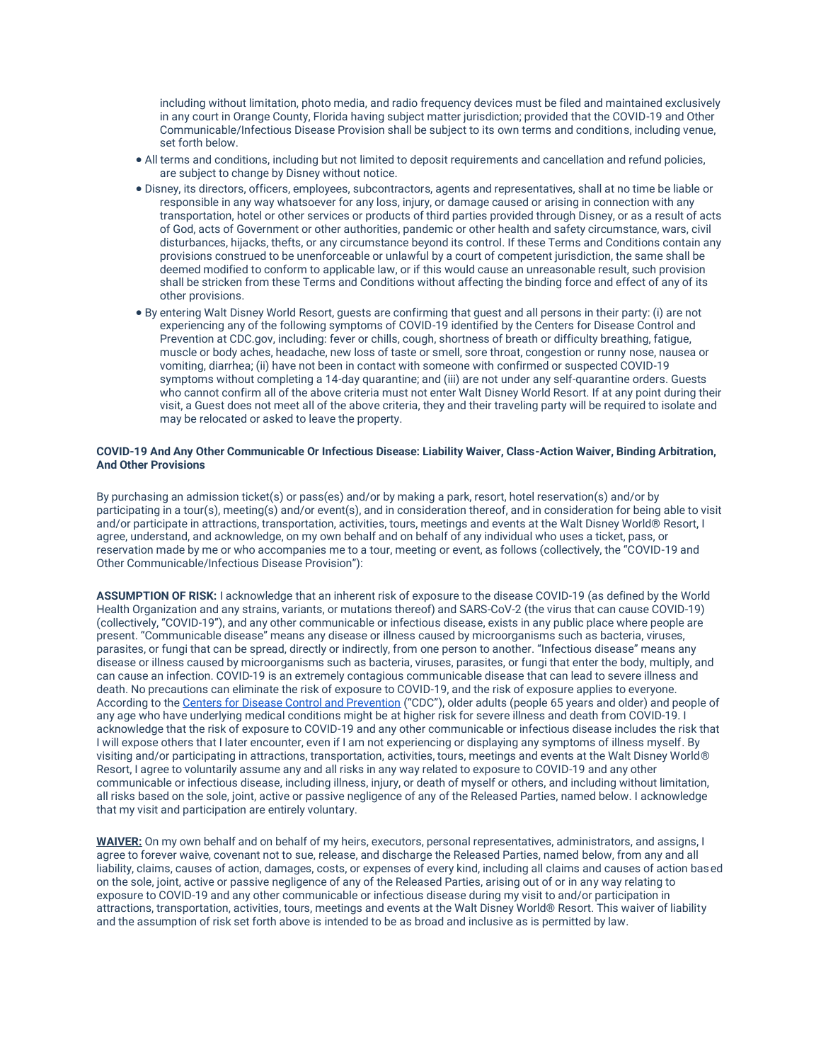including without limitation, photo media, and radio frequency devices must be filed and maintained exclusively in any court in Orange County, Florida having subject matter jurisdiction; provided that the COVID-19 and Other Communicable/Infectious Disease Provision shall be subject to its own terms and conditions, including venue, set forth below.

- All terms and conditions, including but not limited to deposit requirements and cancellation and refund policies, are subject to change by Disney without notice.
- Disney, its directors, officers, employees, subcontractors, agents and representatives, shall at no time be liable or responsible in any way whatsoever for any loss, injury, or damage caused or arising in connection with any transportation, hotel or other services or products of third parties provided through Disney, or as a result of acts of God, acts of Government or other authorities, pandemic or other health and safety circumstance, wars, civil disturbances, hijacks, thefts, or any circumstance beyond its control. If these Terms and Conditions contain any provisions construed to be unenforceable or unlawful by a court of competent jurisdiction, the same shall be deemed modified to conform to applicable law, or if this would cause an unreasonable result, such provision shall be stricken from these Terms and Conditions without affecting the binding force and effect of any of its other provisions.
- By entering Walt Disney World Resort, guests are confirming that guest and all persons in their party: (i) are not experiencing any of the following symptoms of COVID-19 identified by the Centers for Disease Control and Prevention at CDC.gov, including: fever or chills, cough, shortness of breath or difficulty breathing, fatigue, muscle or body aches, headache, new loss of taste or smell, sore throat, congestion or runny nose, nausea or vomiting, diarrhea; (ii) have not been in contact with someone with confirmed or suspected COVID-19 symptoms without completing a 14-day quarantine; and (iii) are not under any self-quarantine orders. Guests who cannot confirm all of the above criteria must not enter Walt Disney World Resort. If at any point during their visit, a Guest does not meet all of the above criteria, they and their traveling party will be required to isolate and may be relocated or asked to leave the property.

**COVID-19 And Any Other Communicable Or Infectious Disease: Liability Waiver, Class-Action Waiver, Binding Arbitration, And Other Provisions**

By purchasing an admission ticket(s) or pass(es) and/or by making a park, resort, hotel reservation(s) and/or by participating in a tour(s), meeting(s) and/or event(s), and in consideration thereof, and in consideration for being able to visit and/or participate in attractions, transportation, activities, tours, meetings and events at the Walt Disney World® Resort, I agree, understand, and acknowledge, on my own behalf and on behalf of any individual who uses a ticket, pass, or reservation made by me or who accompanies me to a tour, meeting or event, as follows (collectively, the "COVID-19 and Other Communicable/Infectious Disease Provision"):

**ASSUMPTION OF RISK:** I acknowledge that an inherent risk of exposure to the disease COVID-19 (as defined by the World Health Organization and any strains, variants, or mutations thereof) and SARS-CoV-2 (the virus that can cause COVID-19) (collectively, "COVID-19"), and any other communicable or infectious disease, exists in any public place where people are present. "Communicable disease" means any disease or illness caused by microorganisms such as bacteria, viruses, parasites, or fungi that can be spread, directly or indirectly, from one person to another. "Infectious disease" means any disease or illness caused by microorganisms such as bacteria, viruses, parasites, or fungi that enter the body, multiply, and can cause an infection. COVID-19 is an extremely contagious communicable disease that can lead to severe illness and death. No precautions can eliminate the risk of exposure to COVID-19, and the risk of exposure applies to everyone. According to the Centers for Disease Control and Prevention ("CDC"), older adults (people 65 years and older) and people of any age who have underlying medical conditions might be at higher risk for severe illness and death from COVID-19. I acknowledge that the risk of exposure to COVID-19 and any other communicable or infectious disease includes the risk that I will expose others that I later encounter, even if I am not experiencing or displaying any symptoms of illness myself. By visiting and/or participating in attractions, transportation, activities, tours, meetings and events at the Walt Disney World® Resort, I agree to voluntarily assume any and all risks in any way related to exposure to COVID-19 and any other communicable or infectious disease, including illness, injury, or death of myself or others, and including without limitation, all risks based on the sole, joint, active or passive negligence of any of the Released Parties, named below. I acknowledge that my visit and participation are entirely voluntary.

**WAIVER:** On my own behalf and on behalf of my heirs, executors, personal representatives, administrators, and assigns, I agree to forever waive, covenant not to sue, release, and discharge the Released Parties, named below, from any and all liability, claims, causes of action, damages, costs, or expenses of every kind, including all claims and causes of action based on the sole, joint, active or passive negligence of any of the Released Parties, arising out of or in any way relating to exposure to COVID-19 and any other communicable or infectious disease during my visit to and/or participation in attractions, transportation, activities, tours, meetings and events at the Walt Disney World® Resort. This waiver of liability and the assumption of risk set forth above is intended to be as broad and inclusive as is permitted by law.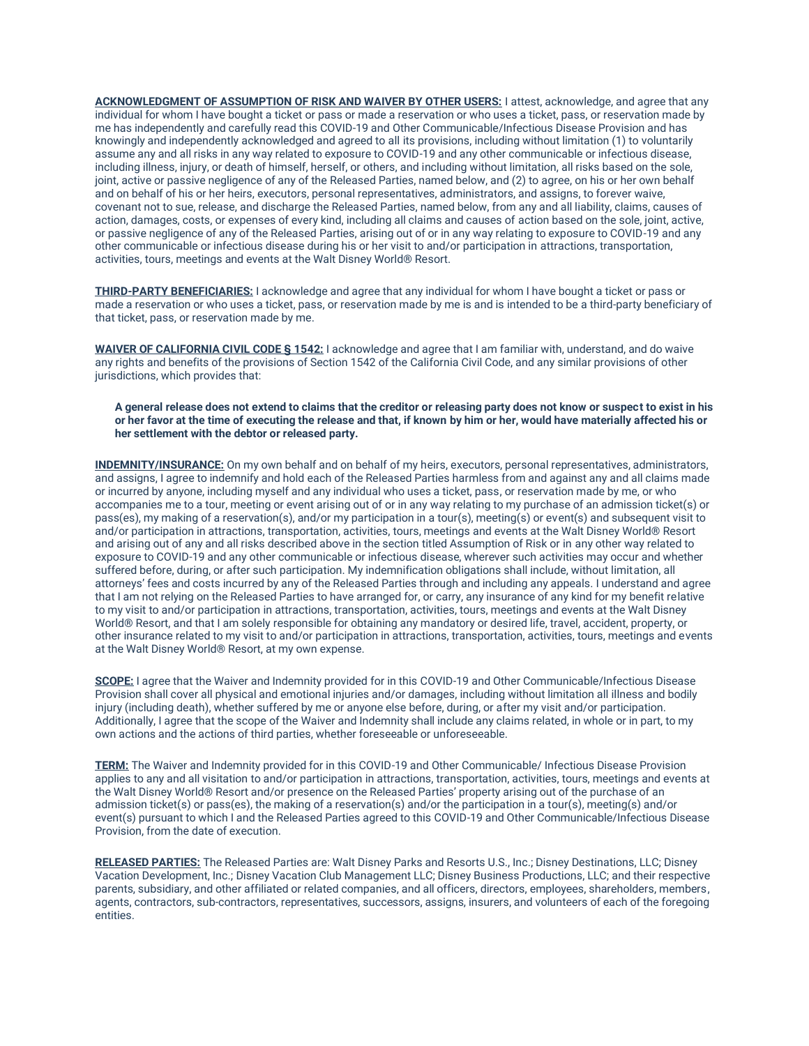**ACKNOWLEDGMENT OF ASSUMPTION OF RISK AND WAIVER BY OTHER USERS:** I attest, acknowledge, and agree that any individual for whom I have bought a ticket or pass or made a reservation or who uses a ticket, pass, or reservation made by me has independently and carefully read this COVID-19 and Other Communicable/Infectious Disease Provision and has knowingly and independently acknowledged and agreed to all its provisions, including without limitation (1) to voluntarily assume any and all risks in any way related to exposure to COVID-19 and any other communicable or infectious disease, including illness, injury, or death of himself, herself, or others, and including without limitation, all risks based on the sole, joint, active or passive negligence of any of the Released Parties, named below, and (2) to agree, on his or her own behalf and on behalf of his or her heirs, executors, personal representatives, administrators, and assigns, to forever waive, covenant not to sue, release, and discharge the Released Parties, named below, from any and all liability, claims, causes of action, damages, costs, or expenses of every kind, including all claims and causes of action based on the sole, joint, active, or passive negligence of any of the Released Parties, arising out of or in any way relating to exposure to COVID-19 and any other communicable or infectious disease during his or her visit to and/or participation in attractions, transportation, activities, tours, meetings and events at the Walt Disney World® Resort.

**THIRD-PARTY BENEFICIARIES:** I acknowledge and agree that any individual for whom I have bought a ticket or pass or made a reservation or who uses a ticket, pass, or reservation made by me is and is intended to be a third-party beneficiary of that ticket, pass, or reservation made by me.

**WAIVER OF CALIFORNIA CIVIL CODE § 1542:** I acknowledge and agree that I am familiar with, understand, and do waive any rights and benefits of the provisions of Section 1542 of the California Civil Code, and any similar provisions of other jurisdictions, which provides that:

> **A general release does not extend to claims that the creditor or releasing party does not know or suspect to exist in his or her favor at the time of executing the release and that, if known by him or her, would have materially affected his or her settlement with the debtor or released party.**

**INDEMNITY/INSURANCE:** On my own behalf and on behalf of my heirs, executors, personal representatives, administrators, and assigns, I agree to indemnify and hold each of the Released Parties harmless from and against any and all claims made or incurred by anyone, including myself and any individual who uses a ticket, pass, or reservation made by me, or who accompanies me to a tour, meeting or event arising out of or in any way relating to my purchase of an admission ticket(s) or pass(es), my making of a reservation(s), and/or my participation in a tour(s), meeting(s) or event(s) and subsequent visit to and/or participation in attractions, transportation, activities, tours, meetings and events at the Walt Disney World® Resort and arising out of any and all risks described above in the section titled Assumption of Risk or in any other way related to exposure to COVID-19 and any other communicable or infectious disease, wherever such activities may occur and whether suffered before, during, or after such participation. My indemnification obligations shall include, without limitation, all attorneys' fees and costs incurred by any of the Released Parties through and including any appeals. I understand and agree that I am not relying on the Released Parties to have arranged for, or carry, any insurance of any kind for my benefit relative to my visit to and/or participation in attractions, transportation, activities, tours, meetings and events at the Walt Disney World® Resort, and that I am solely responsible for obtaining any mandatory or desired life, travel, accident, property, or other insurance related to my visit to and/or participation in attractions, transportation, activities, tours, meetings and events at the Walt Disney World® Resort, at my own expense.

**SCOPE:** I agree that the Waiver and Indemnity provided for in this COVID-19 and Other Communicable/Infectious Disease Provision shall cover all physical and emotional injuries and/or damages, including without limitation all illness and bodily injury (including death), whether suffered by me or anyone else before, during, or after my visit and/or participation. Additionally, I agree that the scope of the Waiver and Indemnity shall include any claims related, in whole or in part, to my own actions and the actions of third parties, whether foreseeable or unforeseeable.

**TERM:** The Waiver and Indemnity provided for in this COVID-19 and Other Communicable/ Infectious Disease Provision applies to any and all visitation to and/or participation in attractions, transportation, activities, tours, meetings and events at the Walt Disney World® Resort and/or presence on the Released Parties' property arising out of the purchase of an admission ticket(s) or pass(es), the making of a reservation(s) and/or the participation in a tour(s), meeting(s) and/or event(s) pursuant to which I and the Released Parties agreed to this COVID-19 and Other Communicable/Infectious Disease Provision, from the date of execution.

**RELEASED PARTIES:** The Released Parties are: Walt Disney Parks and Resorts U.S., Inc.; Disney Destinations, LLC; Disney Vacation Development, Inc.; Disney Vacation Club Management LLC; Disney Business Productions, LLC; and their respective parents, subsidiary, and other affiliated or related companies, and all officers, directors, employees, shareholders, members, agents, contractors, sub-contractors, representatives, successors, assigns, insurers, and volunteers of each of the foregoing entities.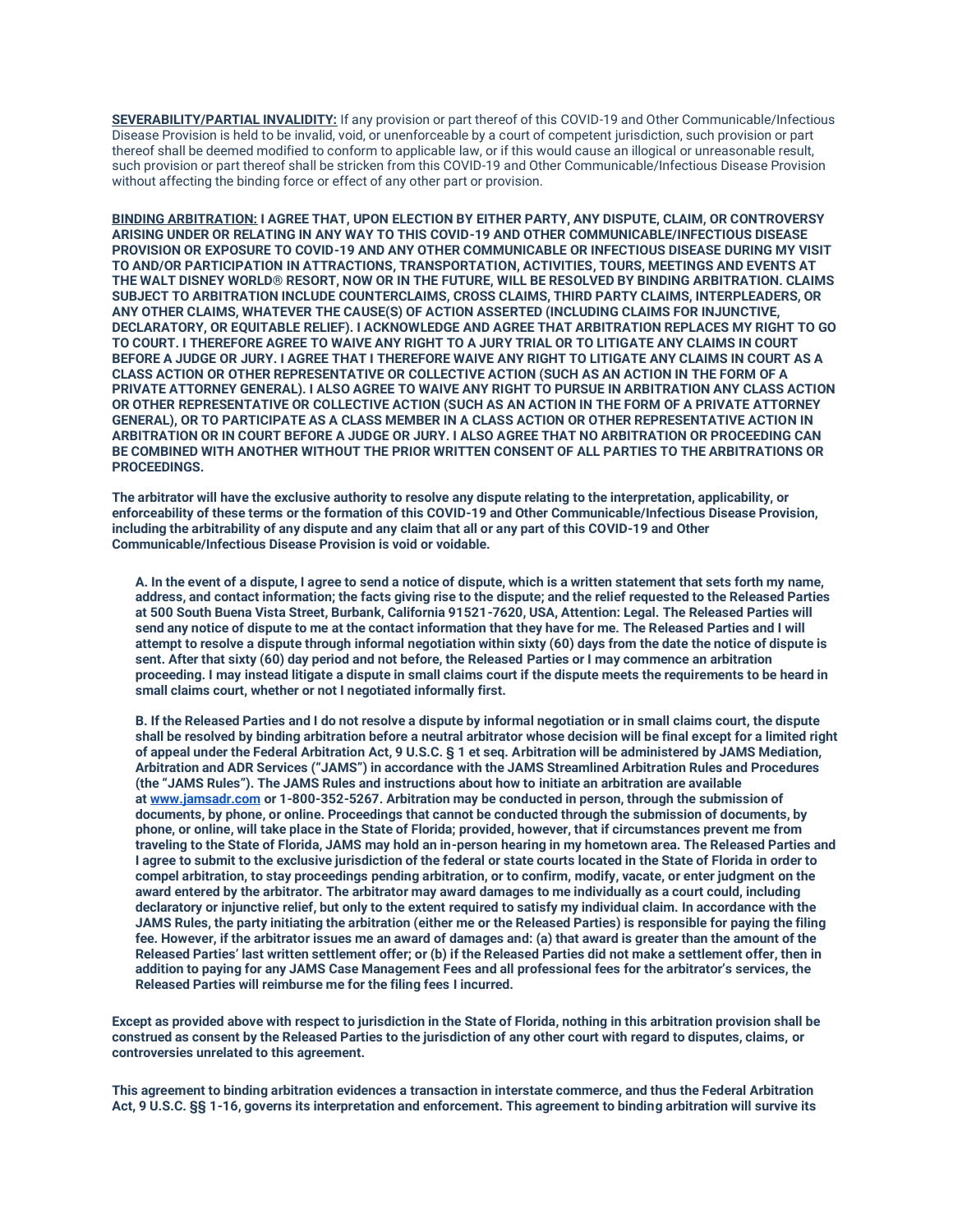**<u>SEVERABILITY/PARTIAL INVALIDITY:</u>** If any provision or part thereof of this COVID-19 and Other Communicable/Infectious Disease Provision is held to be invalid, void, or unenforceable by a court of competent jurisdiction, such provision or part thereof shall be deemed modified to conform to applicable law, or if this would cause an illogical or unreasonable result, such provision or part thereof shall be stricken from this COVID-19 and Other Communicable/Infectious Disease Provision without affecting the binding force or effect of any other part or provision.

**<u>BINDING ARBITRATION:</u> I AGREE THAT, UPON ELECTION BY EITHER PARTY, ANY DISPUTE, CLAIM, OR CONTROVERSY ARISING UNDER OR RELATING IN ANY WAY TO THIS COVID-19 AND OTHER COMMUNICABLE/INFECTIOUS DISEASE PROVISION OR EXPOSURE TO COVID-19 AND ANY OTHER COMMUNICABLE OR INFECTIOUS DISEASE DURING MY VISIT TO AND/OR PARTICIPATION IN ATTRACTIONS, TRANSPORTATION, ACTIVITIES, TOURS, MEETINGS AND EVENTS AT THE WALT DISNEY WORLD® RESORT, NOW OR IN THE FUTURE, WILL BE RESOLVED BY BINDING ARBITRATION. CLAIMS SUBJECT TO ARBITRATION INCLUDE COUNTERCLAIMS, CROSS CLAIMS, THIRD PARTY CLAIMS, INTERPLEADERS, OR ANY OTHER CLAIMS, WHATEVER THE CAUSE(S) OF ACTION ASSERTED (INCLUDING CLAIMS FOR INJUNCTIVE, DECLARATORY, OR EQUITABLE RELIEF). I ACKNOWLEDGE AND AGREE THAT ARBITRATION REPLACES MY RIGHT TO GO TO COURT. I THEREFORE AGREE TO WAIVE ANY RIGHT TO A JURY TRIAL OR TO LITIGATE ANY CLAIMS IN COURT BEFORE A JUDGE OR JURY. I AGREE THAT I THEREFORE WAIVE ANY RIGHT TO LITIGATE ANY CLAIMS IN COURT AS A CLASS ACTION OR OTHER REPRESENTATIVE OR COLLECTIVE ACTION (SUCH AS AN ACTION IN THE FORM OF A PRIVATE ATTORNEY GENERAL). I ALSO AGREE TO WAIVE ANY RIGHT TO PURSUE IN ARBITRATION ANY CLASS ACTION OR OTHER REPRESENTATIVE OR COLLECTIVE ACTION (SUCH AS AN ACTION IN THE FORM OF A PRIVATE ATTORNEY GENERAL), OR TO PARTICIPATE AS A CLASS MEMBER IN A CLASS ACTION OR OTHER REPRESENTATIVE ACTION IN ARBITRATION OR IN COURT BEFORE A JUDGE OR JURY. I ALSO AGREE THAT NO ARBITRATION OR PROCEEDING CAN BE COMBINED WITH ANOTHER WITHOUT THE PRIOR WRITTEN CONSENT OF ALL PARTIES TO THE ARBITRATIONS OR PROCEEDINGS.**

**The arbitrator will have the exclusive authority to resolve any dispute relating to the interpretation, applicability, or enforceability of these terms or the formation of this COVID-19 and Other Communicable/Infectious Disease Provision, including the arbitrability of any dispute and any claim that all or any part of this COVID-19 and Other Communicable/Infectious Disease Provision is void or voidable.**

> **A. In the event of a dispute, I agree to send a notice of dispute, which is a written statement that sets forth my name, address, and contact information; the facts giving rise to the dispute; and the relief requested to the Released Parties at 500 South Buena Vista Street, Burbank, California 91521-7620, USA, Attention: Legal. The Released Parties will send any notice of dispute to me at the contact information that they have for me. The Released Parties and I will attempt to resolve a dispute through informal negotiation within sixty (60) days from the date the notice of dispute is sent. After that sixty (60) day period and not before, the Released Parties or I may commence an arbitration proceeding. I may instead litigate a dispute in small claims court if the dispute meets the requirements to be heard in small claims court, whether or not I negotiated informally first.**
>
> **B. If the Released Parties and I do not resolve a dispute by informal negotiation or in small claims court, the dispute shall be resolved by binding arbitration before a neutral arbitrator whose decision will be final except for a limited right of appeal under the Federal Arbitration Act, 9 U.S.C. § 1 et seq. Arbitration will be administered by JAMS Mediation, Arbitration and ADR Services ("JAMS") in accordance with the JAMS Streamlined Arbitration Rules and Procedures (the "JAMS Rules"). The JAMS Rules and instructions about how to initiate an arbitration are available at [www.jamsadr.com](http://www.jamsadr.com) or 1-800-352-5267. Arbitration may be conducted in person, through the submission of documents, by phone, or online. Proceedings that cannot be conducted through the submission of documents, by phone, or online, will take place in the State of Florida; provided, however, that if circumstances prevent me from traveling to the State of Florida, JAMS may hold an in-person hearing in my hometown area. The Released Parties and I agree to submit to the exclusive jurisdiction of the federal or state courts located in the State of Florida in order to compel arbitration, to stay proceedings pending arbitration, or to confirm, modify, vacate, or enter judgment on the award entered by the arbitrator. The arbitrator may award damages to me individually as a court could, including declaratory or injunctive relief, but only to the extent required to satisfy my individual claim. In accordance with the JAMS Rules, the party initiating the arbitration (either me or the Released Parties) is responsible for paying the filing fee. However, if the arbitrator issues me an award of damages and: (a) that award is greater than the amount of the Released Parties' last written settlement offer; or (b) if the Released Parties did not make a settlement offer, then in addition to paying for any JAMS Case Management Fees and all professional fees for the arbitrator's services, the Released Parties will reimburse me for the filing fees I incurred.**

**Except as provided above with respect to jurisdiction in the State of Florida, nothing in this arbitration provision shall be construed as consent by the Released Parties to the jurisdiction of any other court with regard to disputes, claims, or controversies unrelated to this agreement.**

**This agreement to binding arbitration evidences a transaction in interstate commerce, and thus the Federal Arbitration Act, 9 U.S.C. §§ 1-16, governs its interpretation and enforcement. This agreement to binding arbitration will survive its**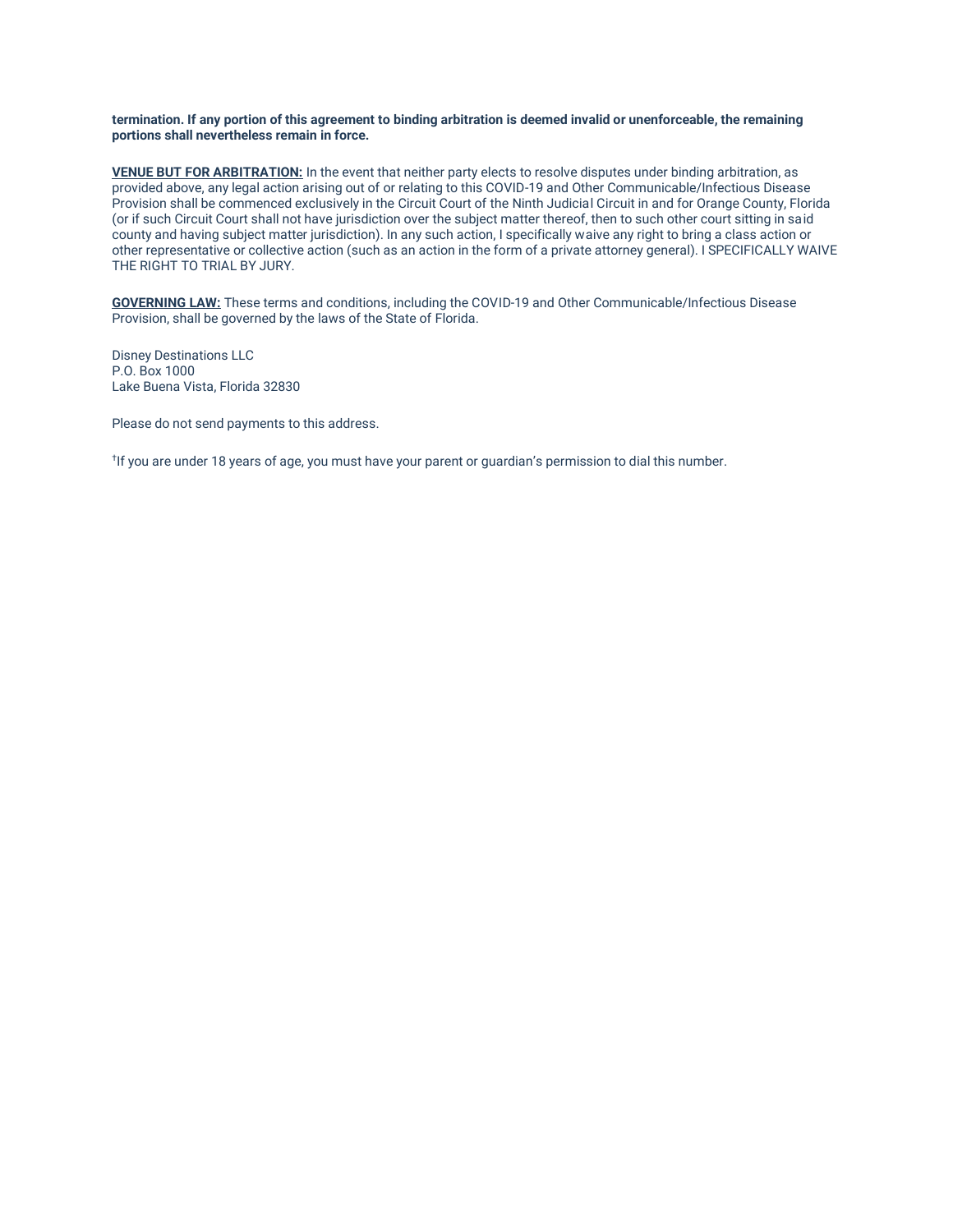**termination. If any portion of this agreement to binding arbitration is deemed invalid or unenforceable, the remaining portions shall nevertheless remain in force.**

**VENUE BUT FOR ARBITRATION:** In the event that neither party elects to resolve disputes under binding arbitration, as provided above, any legal action arising out of or relating to this COVID-19 and Other Communicable/Infectious Disease Provision shall be commenced exclusively in the Circuit Court of the Ninth Judicial Circuit in and for Orange County, Florida (or if such Circuit Court shall not have jurisdiction over the subject matter thereof, then to such other court sitting in said county and having subject matter jurisdiction). In any such action, I specifically waive any right to bring a class action or other representative or collective action (such as an action in the form of a private attorney general). I SPECIFICALLY WAIVE THE RIGHT TO TRIAL BY JURY.

**GOVERNING LAW:** These terms and conditions, including the COVID-19 and Other Communicable/Infectious Disease Provision, shall be governed by the laws of the State of Florida.

Disney Destinations LLC
P.O. Box 1000
Lake Buena Vista, Florida 32830

Please do not send payments to this address.

†If you are under 18 years of age, you must have your parent or guardian's permission to dial this number.